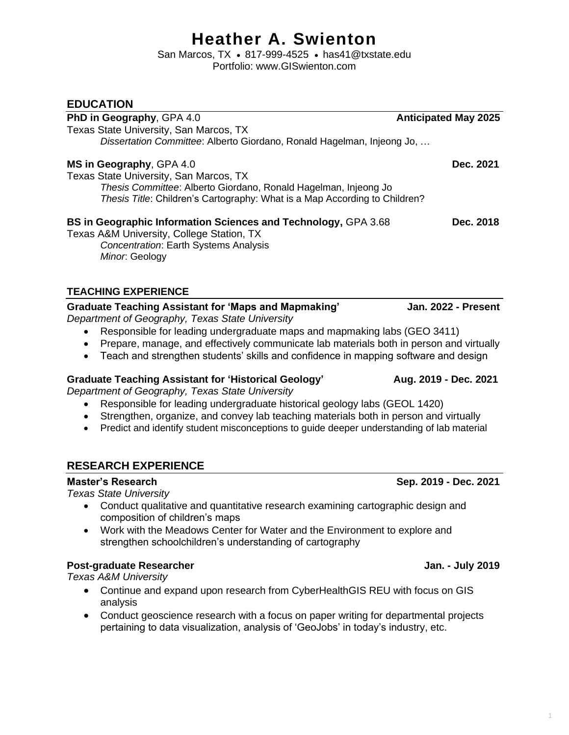# Heather A. Swienton

San Marcos, TX • 817-999-4525 • has41@txstate.edu
Portfolio: www.GISwienton.com

## EDUCATION

**PhD in Geography**, GPA 4.0 — **Anticipated May 2025**
Texas State University, San Marcos, TX
*Dissertation Committee*: Alberto Giordano, Ronald Hagelman, Injeong Jo, …

**MS in Geography**, GPA 4.0 — **Dec. 2021**
Texas State University, San Marcos, TX
*Thesis Committee*: Alberto Giordano, Ronald Hagelman, Injeong Jo
*Thesis Title*: Children's Cartography: What is a Map According to Children?

**BS in Geographic Information Sciences and Technology,** GPA 3.68 — **Dec. 2018**
Texas A&M University, College Station, TX
*Concentration*: Earth Systems Analysis
*Minor*: Geology

## TEACHING EXPERIENCE

**Graduate Teaching Assistant for 'Maps and Mapmaking'** — **Jan. 2022 - Present**
*Department of Geography, Texas State University*

- Responsible for leading undergraduate maps and mapmaking labs (GEO 3411)
- Prepare, manage, and effectively communicate lab materials both in person and virtually
- Teach and strengthen students' skills and confidence in mapping software and design

**Graduate Teaching Assistant for 'Historical Geology'** — **Aug. 2019 - Dec. 2021**
*Department of Geography, Texas State University*

- Responsible for leading undergraduate historical geology labs (GEOL 1420)
- Strengthen, organize, and convey lab teaching materials both in person and virtually
- Predict and identify student misconceptions to guide deeper understanding of lab material

## RESEARCH EXPERIENCE

**Master's Research** — **Sep. 2019 - Dec. 2021**
*Texas State University*

- Conduct qualitative and quantitative research examining cartographic design and composition of children's maps
- Work with the Meadows Center for Water and the Environment to explore and strengthen schoolchildren's understanding of cartography

**Post-graduate Researcher** — **Jan. - July 2019**
*Texas A&M University*

- Continue and expand upon research from CyberHealthGIS REU with focus on GIS analysis
- Conduct geoscience research with a focus on paper writing for departmental projects pertaining to data visualization, analysis of 'GeoJobs' in today's industry, etc.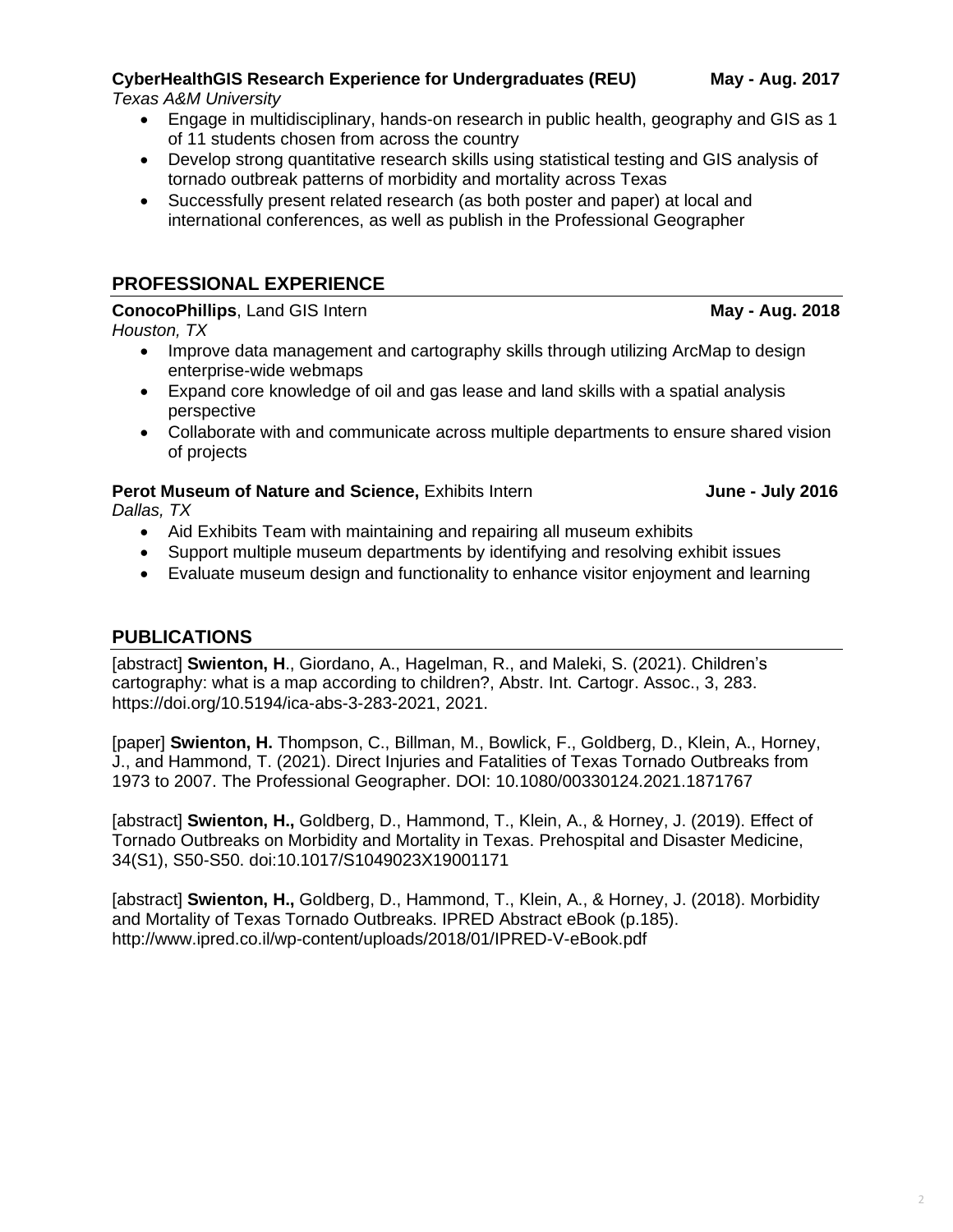**CyberHealthGIS Research Experience for Undergraduates (REU)** **May - Aug. 2017**
*Texas A&M University*

- Engage in multidisciplinary, hands-on research in public health, geography and GIS as 1 of 11 students chosen from across the country
- Develop strong quantitative research skills using statistical testing and GIS analysis of tornado outbreak patterns of morbidity and mortality across Texas
- Successfully present related research (as both poster and paper) at local and international conferences, as well as publish in the Professional Geographer

## PROFESSIONAL EXPERIENCE

**ConocoPhillips**, Land GIS Intern **May - Aug. 2018**
*Houston, TX*

- Improve data management and cartography skills through utilizing ArcMap to design enterprise-wide webmaps
- Expand core knowledge of oil and gas lease and land skills with a spatial analysis perspective
- Collaborate with and communicate across multiple departments to ensure shared vision of projects

**Perot Museum of Nature and Science,** Exhibits Intern **June - July 2016**
*Dallas, TX*

- Aid Exhibits Team with maintaining and repairing all museum exhibits
- Support multiple museum departments by identifying and resolving exhibit issues
- Evaluate museum design and functionality to enhance visitor enjoyment and learning

## PUBLICATIONS

[abstract] **Swienton, H**., Giordano, A., Hagelman, R., and Maleki, S. (2021). Children's cartography: what is a map according to children?, Abstr. Int. Cartogr. Assoc., 3, 283. https://doi.org/10.5194/ica-abs-3-283-2021, 2021.

[paper] **Swienton, H.** Thompson, C., Billman, M., Bowlick, F., Goldberg, D., Klein, A., Horney, J., and Hammond, T. (2021). Direct Injuries and Fatalities of Texas Tornado Outbreaks from 1973 to 2007. The Professional Geographer. DOI: 10.1080/00330124.2021.1871767

[abstract] **Swienton, H.,** Goldberg, D., Hammond, T., Klein, A., & Horney, J. (2019). Effect of Tornado Outbreaks on Morbidity and Mortality in Texas. Prehospital and Disaster Medicine, 34(S1), S50-S50. doi:10.1017/S1049023X19001171

[abstract] **Swienton, H.,** Goldberg, D., Hammond, T., Klein, A., & Horney, J. (2018). Morbidity and Mortality of Texas Tornado Outbreaks. IPRED Abstract eBook (p.185). http://www.ipred.co.il/wp-content/uploads/2018/01/IPRED-V-eBook.pdf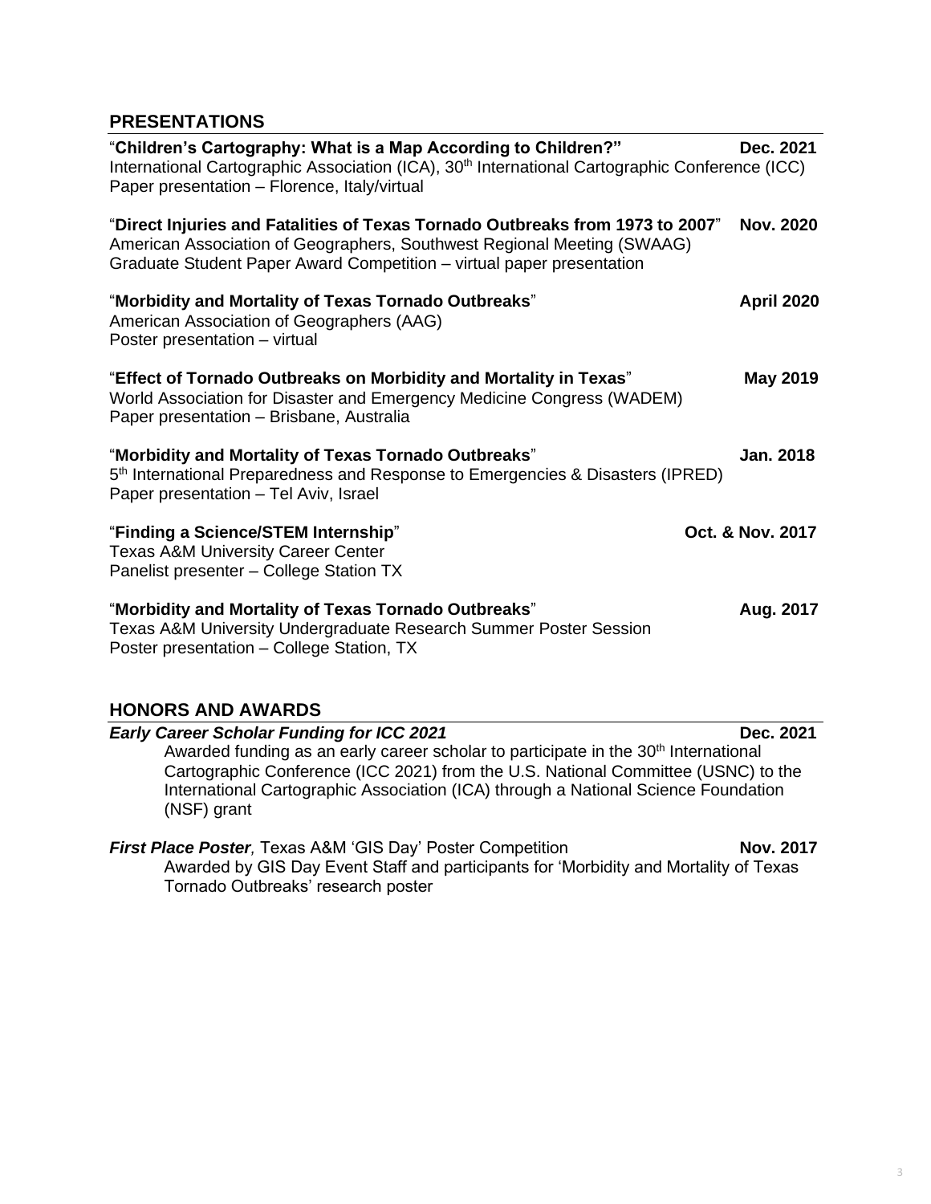## PRESENTATIONS

**"Children's Cartography: What is a Map According to Children?"** **Dec. 2021**
International Cartographic Association (ICA), 30th International Cartographic Conference (ICC)
Paper presentation – Florence, Italy/virtual

"**Direct Injuries and Fatalities of Texas Tornado Outbreaks from 1973 to 2007**" **Nov. 2020**
American Association of Geographers, Southwest Regional Meeting (SWAAG)
Graduate Student Paper Award Competition – virtual paper presentation

"**Morbidity and Mortality of Texas Tornado Outbreaks**" **April 2020**
American Association of Geographers (AAG)
Poster presentation – virtual

"**Effect of Tornado Outbreaks on Morbidity and Mortality in Texas**" **May 2019**
World Association for Disaster and Emergency Medicine Congress (WADEM)
Paper presentation – Brisbane, Australia

"**Morbidity and Mortality of Texas Tornado Outbreaks**" **Jan. 2018**
5th International Preparedness and Response to Emergencies & Disasters (IPRED)
Paper presentation – Tel Aviv, Israel

"**Finding a Science/STEM Internship**" **Oct. & Nov. 2017**
Texas A&M University Career Center
Panelist presenter – College Station TX

"**Morbidity and Mortality of Texas Tornado Outbreaks**" **Aug. 2017**
Texas A&M University Undergraduate Research Summer Poster Session
Poster presentation – College Station, TX

## HONORS AND AWARDS

***Early Career Scholar Funding for ICC 2021*** **Dec. 2021**
Awarded funding as an early career scholar to participate in the 30th International Cartographic Conference (ICC 2021) from the U.S. National Committee (USNC) to the International Cartographic Association (ICA) through a National Science Foundation (NSF) grant

***First Place Poster****,* Texas A&M 'GIS Day' Poster Competition **Nov. 2017**
Awarded by GIS Day Event Staff and participants for 'Morbidity and Mortality of Texas Tornado Outbreaks' research poster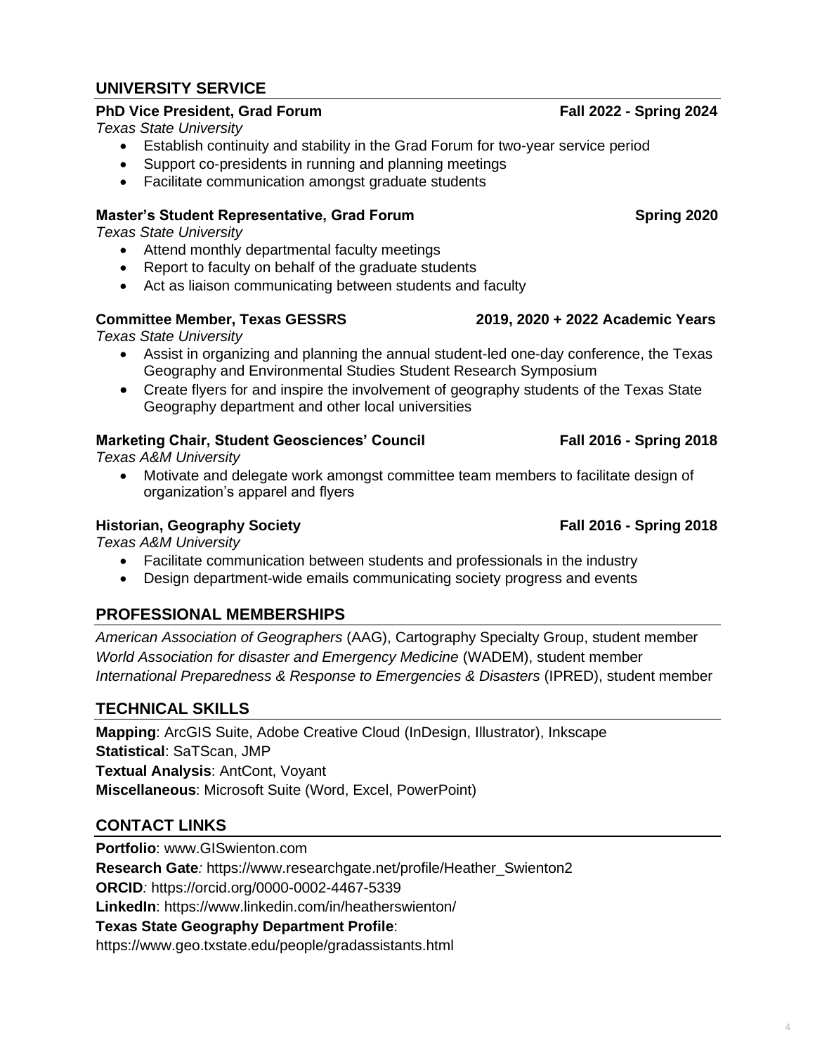## UNIVERSITY SERVICE

**PhD Vice President, Grad Forum** **Fall 2022 - Spring 2024**
*Texas State University*

- Establish continuity and stability in the Grad Forum for two-year service period
- Support co-presidents in running and planning meetings
- Facilitate communication amongst graduate students

**Master's Student Representative, Grad Forum** **Spring 2020**
*Texas State University*

- Attend monthly departmental faculty meetings
- Report to faculty on behalf of the graduate students
- Act as liaison communicating between students and faculty

**Committee Member, Texas GESSRS** **2019, 2020 + 2022 Academic Years**
*Texas State University*

- Assist in organizing and planning the annual student-led one-day conference, the Texas Geography and Environmental Studies Student Research Symposium
- Create flyers for and inspire the involvement of geography students of the Texas State Geography department and other local universities

**Marketing Chair, Student Geosciences' Council** **Fall 2016 - Spring 2018**
*Texas A&M University*

- Motivate and delegate work amongst committee team members to facilitate design of organization's apparel and flyers

**Historian, Geography Society** **Fall 2016 - Spring 2018**
*Texas A&M University*

- Facilitate communication between students and professionals in the industry
- Design department-wide emails communicating society progress and events

## PROFESSIONAL MEMBERSHIPS

*American Association of Geographers* (AAG), Cartography Specialty Group, student member
*World Association for disaster and Emergency Medicine* (WADEM), student member
*International Preparedness & Response to Emergencies & Disasters* (IPRED), student member

## TECHNICAL SKILLS

**Mapping**: ArcGIS Suite, Adobe Creative Cloud (InDesign, Illustrator), Inkscape
**Statistical**: SaTScan, JMP
**Textual Analysis**: AntCont, Voyant
**Miscellaneous**: Microsoft Suite (Word, Excel, PowerPoint)

## CONTACT LINKS

**Portfolio**: www.GISwienton.com
**Research Gate***:* https://www.researchgate.net/profile/Heather_Swienton2
**ORCID***:* https://orcid.org/0000-0002-4467-5339
**LinkedIn**: https://www.linkedin.com/in/heatherswienton/
**Texas State Geography Department Profile**:
https://www.geo.txstate.edu/people/gradassistants.html